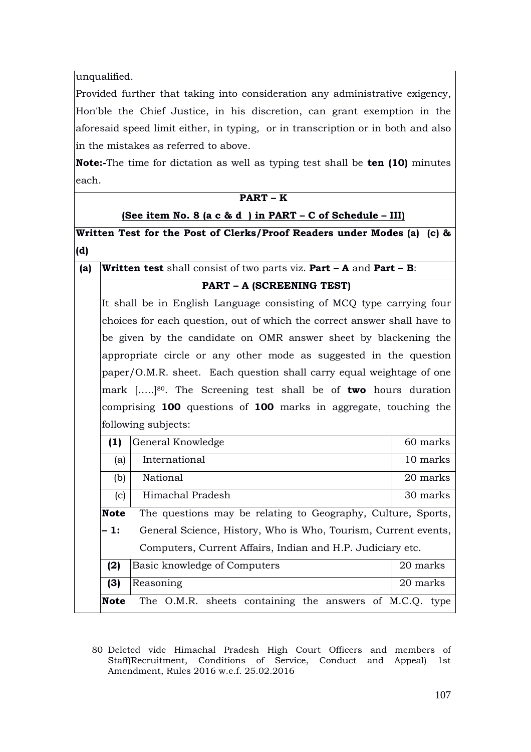unqualified.

Provided further that taking into consideration any administrative exigency, Hon'ble the Chief Justice, in his discretion, can grant exemption in the aforesaid speed limit either, in typing, or in transcription or in both and also in the mistakes as referred to above.

**Note:-**The time for dictation as well as typing test shall be **ten (10)** minutes each.

## PART – K

**(See item No. 8 (a c & d ) in PART – C of Schedule – III)**

**Written Test for the Post of Clerks/Proof Readers under Modes (a) (c) & (d)**

**(a)** **Written test** shall consist of two parts viz. **Part – A** and **Part – B**:

### PART – A (SCREENING TEST)

It shall be in English Language consisting of MCQ type carrying four choices for each question, out of which the correct answer shall have to be given by the candidate on OMR answer sheet by blackening the appropriate circle or any other mode as suggested in the question paper/O.M.R. sheet. Each question shall carry equal weightage of one mark [.....][80]. The Screening test shall be of **two** hours duration comprising **100** questions of **100** marks in aggregate, touching the following subjects:

| | | |
|---|---|---|
| **(1)** | General Knowledge | 60 marks |
| (a) | International | 10 marks |
| (b) | National | 20 marks |
| (c) | Himachal Pradesh | 30 marks |

**Note – 1:** The questions may be relating to Geography, Culture, Sports, General Science, History, Who is Who, Tourism, Current events, Computers, Current Affairs, Indian and H.P. Judiciary etc.

| | | |
|---|---|---|
| **(2)** | Basic knowledge of Computers | 20 marks |
| **(3)** | Reasoning | 20 marks |

**Note** The O.M.R. sheets containing the answers of M.C.Q. type

80 Deleted vide Himachal Pradesh High Court Officers and members of Staff(Recruitment, Conditions of Service, Conduct and Appeal) 1st Amendment, Rules 2016 w.e.f. 25.02.2016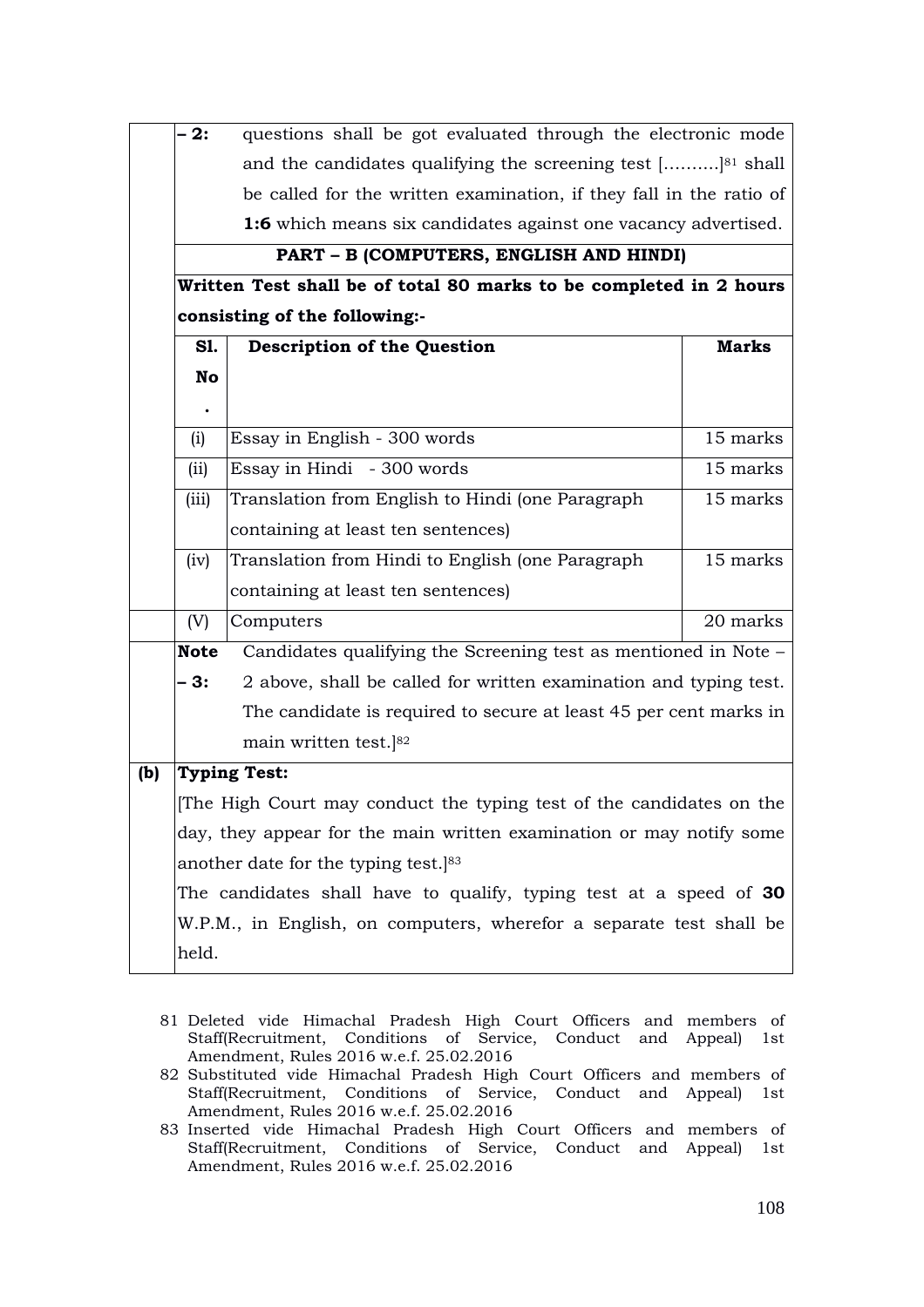**– 2:** questions shall be got evaluated through the electronic mode and the candidates qualifying the screening test [..........][81] shall be called for the written examination, if they fall in the ratio of **1:6** which means six candidates against one vacancy advertised.

**PART – B (COMPUTERS, ENGLISH AND HINDI)**

**Written Test shall be of total 80 marks to be completed in 2 hours consisting of the following:-**

| Sl. No. | Description of the Question | Marks |
|---|---|---|
| (i) | Essay in English - 300 words | 15 marks |
| (ii) | Essay in Hindi - 300 words | 15 marks |
| (iii) | Translation from English to Hindi (one Paragraph containing at least ten sentences) | 15 marks |
| (iv) | Translation from Hindi to English (one Paragraph containing at least ten sentences) | 15 marks |
| (V) | Computers | 20 marks |

**Note – 3:** Candidates qualifying the Screening test as mentioned in Note – 2 above, shall be called for written examination and typing test. The candidate is required to secure at least 45 per cent marks in main written test.][82]

**(b) Typing Test:**

[The High Court may conduct the typing test of the candidates on the day, they appear for the main written examination or may notify some another date for the typing test.][83]

The candidates shall have to qualify, typing test at a speed of **30** W.P.M., in English, on computers, wherefor a separate test shall be held.

---

81 Deleted vide Himachal Pradesh High Court Officers and members of Staff(Recruitment, Conditions of Service, Conduct and Appeal) 1st Amendment, Rules 2016 w.e.f. 25.02.2016

82 Substituted vide Himachal Pradesh High Court Officers and members of Staff(Recruitment, Conditions of Service, Conduct and Appeal) 1st Amendment, Rules 2016 w.e.f. 25.02.2016

83 Inserted vide Himachal Pradesh High Court Officers and members of Staff(Recruitment, Conditions of Service, Conduct and Appeal) 1st Amendment, Rules 2016 w.e.f. 25.02.2016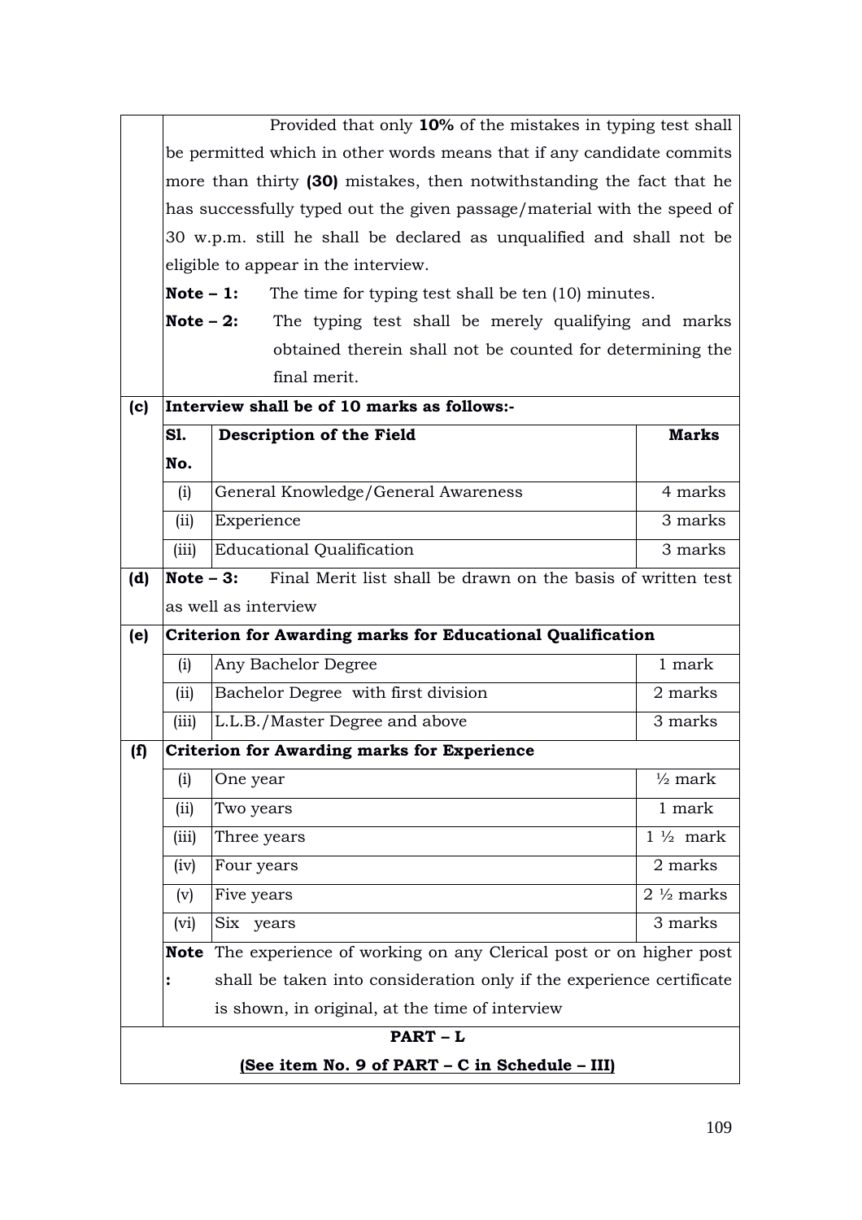Provided that only **10%** of the mistakes in typing test shall be permitted which in other words means that if any candidate commits more than thirty **(30)** mistakes, then notwithstanding the fact that he has successfully typed out the given passage/material with the speed of 30 w.p.m. still he shall be declared as unqualified and shall not be eligible to appear in the interview.

**Note – 1:** The time for typing test shall be ten (10) minutes.

**Note – 2:** The typing test shall be merely qualifying and marks obtained therein shall not be counted for determining the final merit.

**(c) Interview shall be of 10 marks as follows:-**

| Sl. No. | Description of the Field | Marks |
|---|---|---|
| (i) | General Knowledge/General Awareness | 4 marks |
| (ii) | Experience | 3 marks |
| (iii) | Educational Qualification | 3 marks |

**(d) Note – 3:** Final Merit list shall be drawn on the basis of written test as well as interview

**(e) Criterion for Awarding marks for Educational Qualification**

| | | |
|---|---|---|
| (i) | Any Bachelor Degree | 1 mark |
| (ii) | Bachelor Degree with first division | 2 marks |
| (iii) | L.L.B./Master Degree and above | 3 marks |

**(f) Criterion for Awarding marks for Experience**

| | | |
|---|---|---|
| (i) | One year | ½ mark |
| (ii) | Two years | 1 mark |
| (iii) | Three years | 1 ½ mark |
| (iv) | Four years | 2 marks |
| (v) | Five years | 2 ½ marks |
| (vi) | Six years | 3 marks |

**Note:** The experience of working on any Clerical post or on higher post shall be taken into consideration only if the experience certificate is shown, in original, at the time of interview

**PART – L**

**(See item No. 9 of PART – C in Schedule – III)**